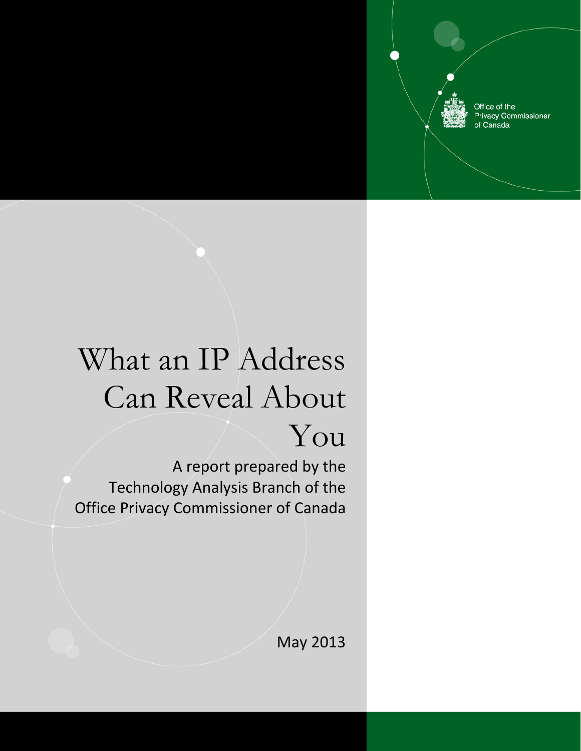Office of the Privacy Commissioner of Canada

# What an IP Address Can Reveal About You

A report prepared by the Technology Analysis Branch of the Office Privacy Commissioner of Canada

May 2013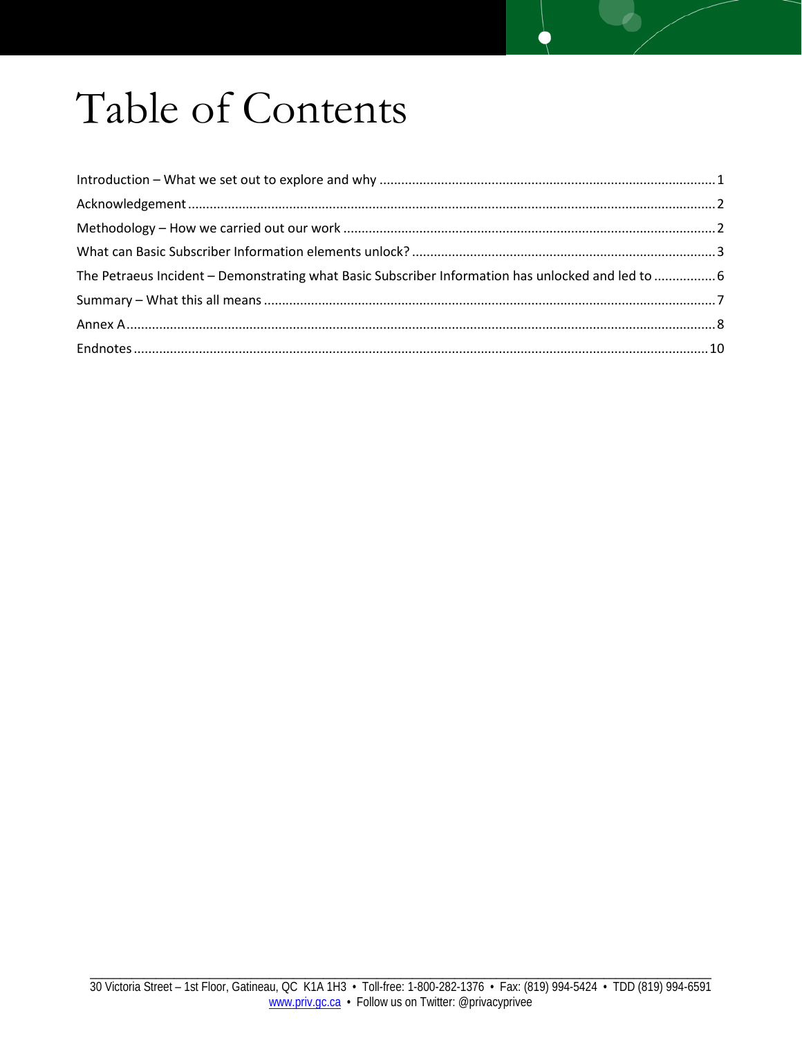# Table of Contents

Introduction – What we set out to explore and why ..... 1
Acknowledgement ..... 2
Methodology – How we carried out our work ..... 2
What can Basic Subscriber Information elements unlock? ..... 3
The Petraeus Incident – Demonstrating what Basic Subscriber Information has unlocked and led to ..... 6
Summary – What this all means ..... 7
Annex A ..... 8
Endnotes ..... 10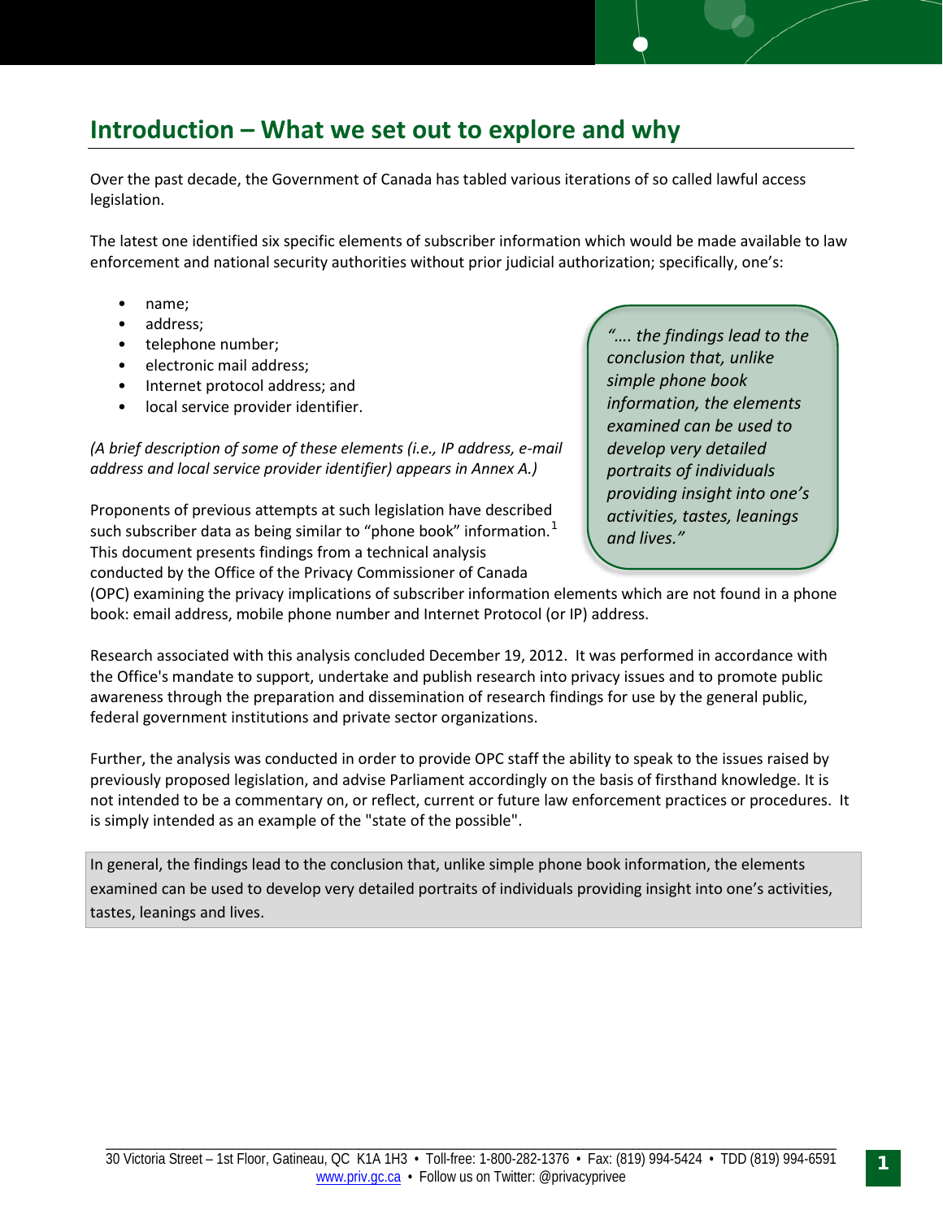## Introduction – What we set out to explore and why

Over the past decade, the Government of Canada has tabled various iterations of so called lawful access legislation.

The latest one identified six specific elements of subscriber information which would be made available to law enforcement and national security authorities without prior judicial authorization; specifically, one's:

- name;
- address;
- telephone number;
- electronic mail address;
- Internet protocol address; and
- local service provider identifier.

*(A brief description of some of these elements (i.e., IP address, e-mail address and local service provider identifier) appears in Annex A.)*

> *"…. the findings lead to the conclusion that, unlike simple phone book information, the elements examined can be used to develop very detailed portraits of individuals providing insight into one's activities, tastes, leanings and lives."*

Proponents of previous attempts at such legislation have described such subscriber data as being similar to "phone book" information.[1] This document presents findings from a technical analysis conducted by the Office of the Privacy Commissioner of Canada (OPC) examining the privacy implications of subscriber information elements which are not found in a phone book: email address, mobile phone number and Internet Protocol (or IP) address.

Research associated with this analysis concluded December 19, 2012. It was performed in accordance with the Office's mandate to support, undertake and publish research into privacy issues and to promote public awareness through the preparation and dissemination of research findings for use by the general public, federal government institutions and private sector organizations.

Further, the analysis was conducted in order to provide OPC staff the ability to speak to the issues raised by previously proposed legislation, and advise Parliament accordingly on the basis of firsthand knowledge. It is not intended to be a commentary on, or reflect, current or future law enforcement practices or procedures. It is simply intended as an example of the "state of the possible".

In general, the findings lead to the conclusion that, unlike simple phone book information, the elements examined can be used to develop very detailed portraits of individuals providing insight into one's activities, tastes, leanings and lives.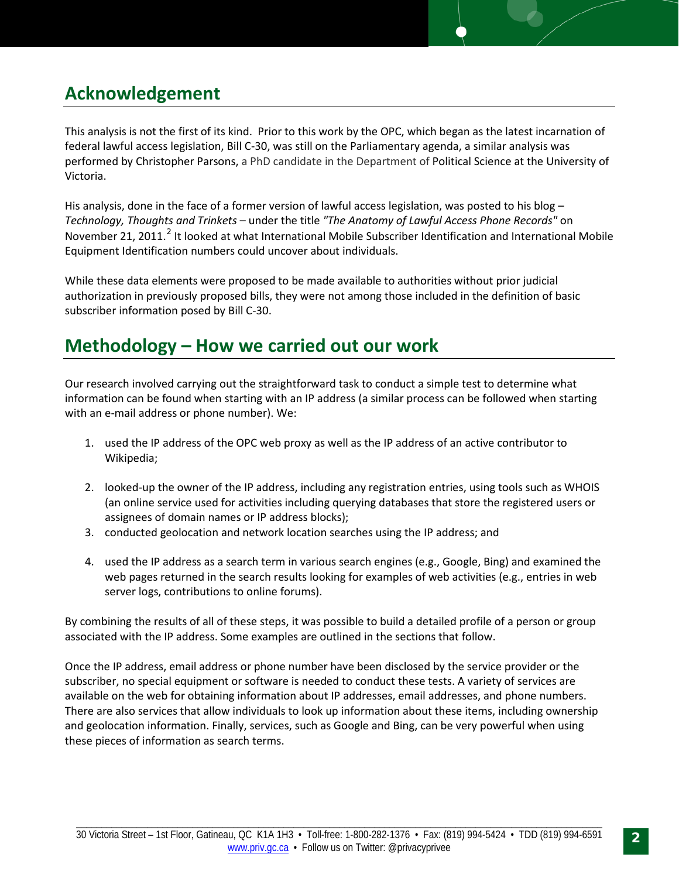## Acknowledgement

This analysis is not the first of its kind. Prior to this work by the OPC, which began as the latest incarnation of federal lawful access legislation, Bill C-30, was still on the Parliamentary agenda, a similar analysis was performed by Christopher Parsons, a PhD candidate in the Department of Political Science at the University of Victoria.

His analysis, done in the face of a former version of lawful access legislation, was posted to his blog – *Technology, Thoughts and Trinkets* – under the title *"The Anatomy of Lawful Access Phone Records"* on November 21, 2011.[2] It looked at what International Mobile Subscriber Identification and International Mobile Equipment Identification numbers could uncover about individuals.

While these data elements were proposed to be made available to authorities without prior judicial authorization in previously proposed bills, they were not among those included in the definition of basic subscriber information posed by Bill C-30.

## Methodology – How we carried out our work

Our research involved carrying out the straightforward task to conduct a simple test to determine what information can be found when starting with an IP address (a similar process can be followed when starting with an e-mail address or phone number). We:

1. used the IP address of the OPC web proxy as well as the IP address of an active contributor to Wikipedia;
2. looked-up the owner of the IP address, including any registration entries, using tools such as WHOIS (an online service used for activities including querying databases that store the registered users or assignees of domain names or IP address blocks);
3. conducted geolocation and network location searches using the IP address; and
4. used the IP address as a search term in various search engines (e.g., Google, Bing) and examined the web pages returned in the search results looking for examples of web activities (e.g., entries in web server logs, contributions to online forums).

By combining the results of all of these steps, it was possible to build a detailed profile of a person or group associated with the IP address. Some examples are outlined in the sections that follow.

Once the IP address, email address or phone number have been disclosed by the service provider or the subscriber, no special equipment or software is needed to conduct these tests. A variety of services are available on the web for obtaining information about IP addresses, email addresses, and phone numbers. There are also services that allow individuals to look up information about these items, including ownership and geolocation information. Finally, services, such as Google and Bing, can be very powerful when using these pieces of information as search terms.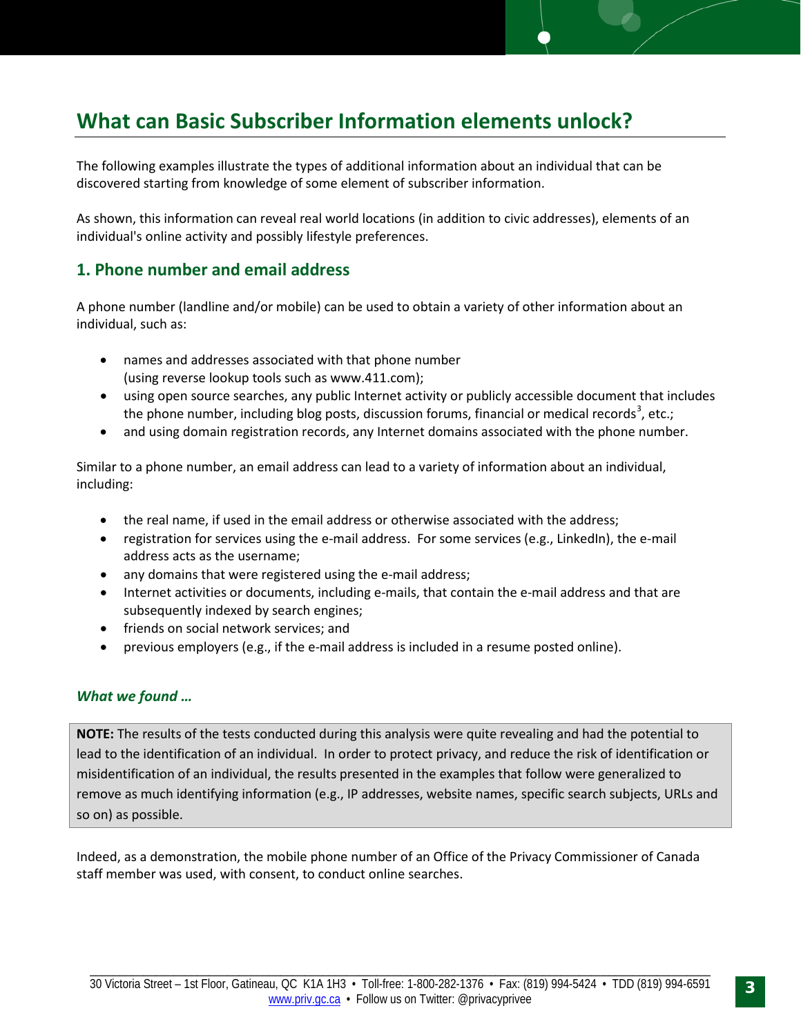## What can Basic Subscriber Information elements unlock?

The following examples illustrate the types of additional information about an individual that can be discovered starting from knowledge of some element of subscriber information.

As shown, this information can reveal real world locations (in addition to civic addresses), elements of an individual's online activity and possibly lifestyle preferences.

### 1. Phone number and email address

A phone number (landline and/or mobile) can be used to obtain a variety of other information about an individual, such as:

- names and addresses associated with that phone number (using reverse lookup tools such as www.411.com);
- using open source searches, any public Internet activity or publicly accessible document that includes the phone number, including blog posts, discussion forums, financial or medical records[3], etc.;
- and using domain registration records, any Internet domains associated with the phone number.

Similar to a phone number, an email address can lead to a variety of information about an individual, including:

- the real name, if used in the email address or otherwise associated with the address;
- registration for services using the e-mail address. For some services (e.g., LinkedIn), the e-mail address acts as the username;
- any domains that were registered using the e-mail address;
- Internet activities or documents, including e-mails, that contain the e-mail address and that are subsequently indexed by search engines;
- friends on social network services; and
- previous employers (e.g., if the e-mail address is included in a resume posted online).

#### *What we found …*

**NOTE:** The results of the tests conducted during this analysis were quite revealing and had the potential to lead to the identification of an individual. In order to protect privacy, and reduce the risk of identification or misidentification of an individual, the results presented in the examples that follow were generalized to remove as much identifying information (e.g., IP addresses, website names, specific search subjects, URLs and so on) as possible.

Indeed, as a demonstration, the mobile phone number of an Office of the Privacy Commissioner of Canada staff member was used, with consent, to conduct online searches.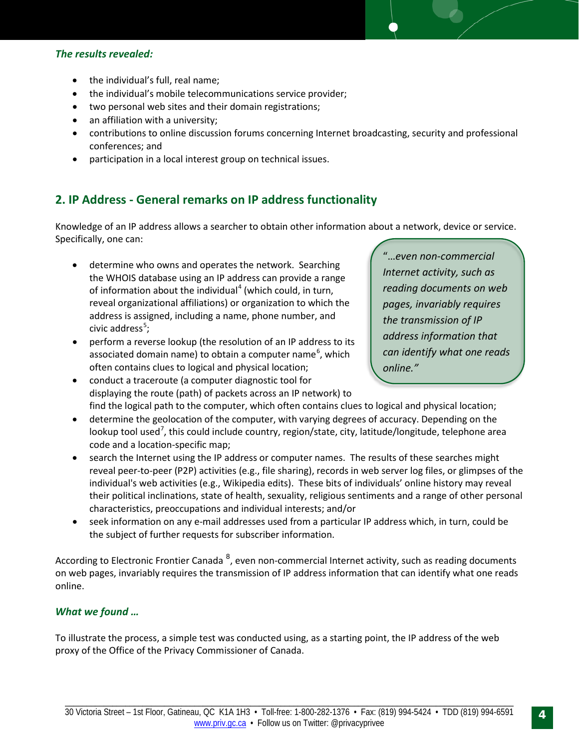*The results revealed:*

- the individual's full, real name;
- the individual's mobile telecommunications service provider;
- two personal web sites and their domain registrations;
- an affiliation with a university;
- contributions to online discussion forums concerning Internet broadcasting, security and professional conferences; and
- participation in a local interest group on technical issues.

## 2. IP Address - General remarks on IP address functionality

Knowledge of an IP address allows a searcher to obtain other information about a network, device or service. Specifically, one can:

- determine who owns and operates the network. Searching the WHOIS database using an IP address can provide a range of information about the individual[4] (which could, in turn, reveal organizational affiliations) or organization to which the address is assigned, including a name, phone number, and civic address[5];
- perform a reverse lookup (the resolution of an IP address to its associated domain name) to obtain a computer name[6], which often contains clues to logical and physical location;
- conduct a traceroute (a computer diagnostic tool for displaying the route (path) of packets across an IP network) to find the logical path to the computer, which often contains clues to logical and physical location;
- determine the geolocation of the computer, with varying degrees of accuracy. Depending on the lookup tool used[7], this could include country, region/state, city, latitude/longitude, telephone area code and a location-specific map;
- search the Internet using the IP address or computer names. The results of these searches might reveal peer-to-peer (P2P) activities (e.g., file sharing), records in web server log files, or glimpses of the individual's web activities (e.g., Wikipedia edits). These bits of individuals' online history may reveal their political inclinations, state of health, sexuality, religious sentiments and a range of other personal characteristics, preoccupations and individual interests; and/or
- seek information on any e-mail addresses used from a particular IP address which, in turn, could be the subject of further requests for subscriber information.

*"…even non-commercial Internet activity, such as reading documents on web pages, invariably requires the transmission of IP address information that can identify what one reads online."*

According to Electronic Frontier Canada [8], even non-commercial Internet activity, such as reading documents on web pages, invariably requires the transmission of IP address information that can identify what one reads online.

*What we found …*

To illustrate the process, a simple test was conducted using, as a starting point, the IP address of the web proxy of the Office of the Privacy Commissioner of Canada.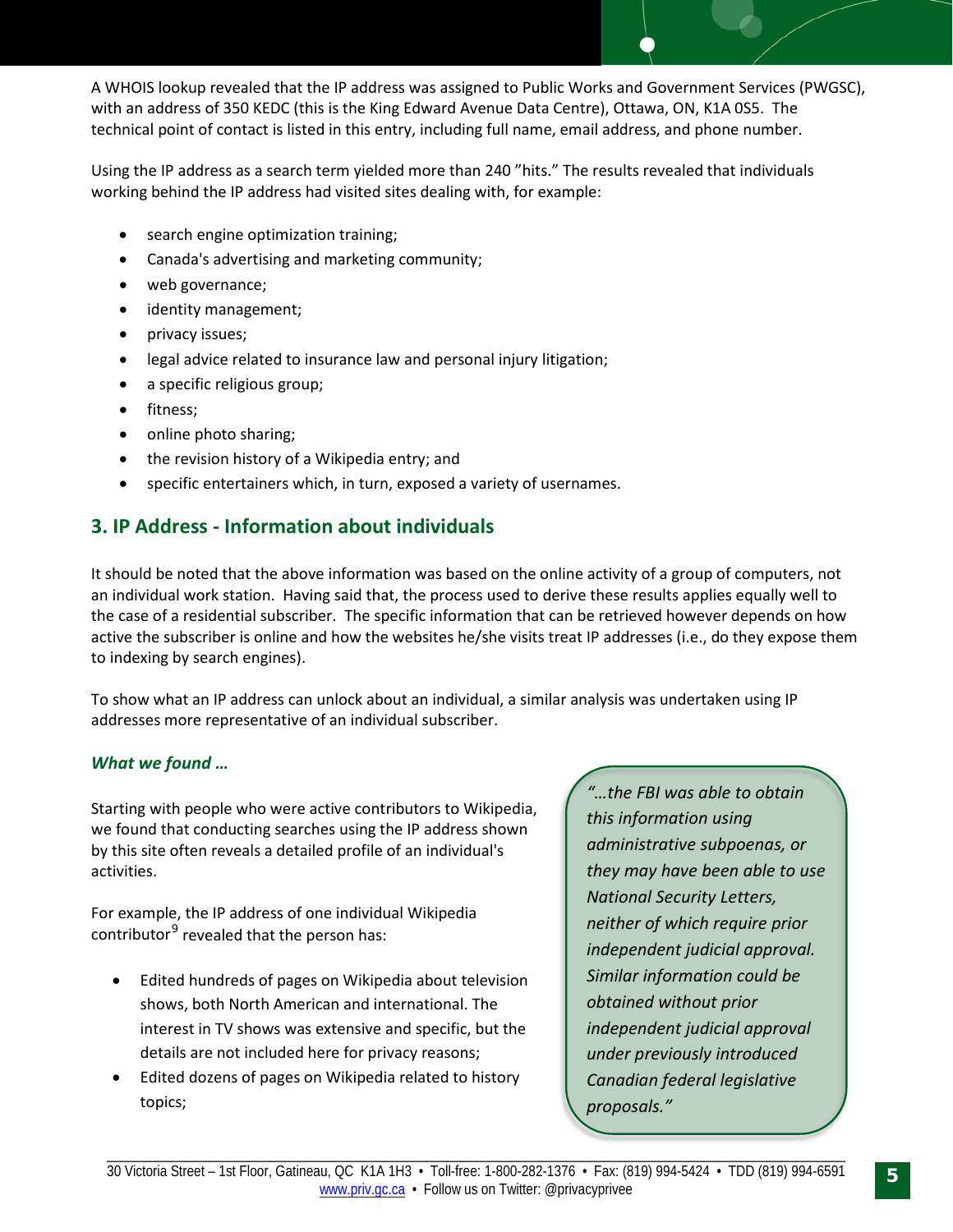A WHOIS lookup revealed that the IP address was assigned to Public Works and Government Services (PWGSC), with an address of 350 KEDC (this is the King Edward Avenue Data Centre), Ottawa, ON, K1A 0S5. The technical point of contact is listed in this entry, including full name, email address, and phone number.

Using the IP address as a search term yielded more than 240 "hits." The results revealed that individuals working behind the IP address had visited sites dealing with, for example:

- search engine optimization training;
- Canada's advertising and marketing community;
- web governance;
- identity management;
- privacy issues;
- legal advice related to insurance law and personal injury litigation;
- a specific religious group;
- fitness;
- online photo sharing;
- the revision history of a Wikipedia entry; and
- specific entertainers which, in turn, exposed a variety of usernames.

## 3. IP Address - Information about individuals

It should be noted that the above information was based on the online activity of a group of computers, not an individual work station. Having said that, the process used to derive these results applies equally well to the case of a residential subscriber. The specific information that can be retrieved however depends on how active the subscriber is online and how the websites he/she visits treat IP addresses (i.e., do they expose them to indexing by search engines).

To show what an IP address can unlock about an individual, a similar analysis was undertaken using IP addresses more representative of an individual subscriber.

### *What we found …*

Starting with people who were active contributors to Wikipedia, we found that conducting searches using the IP address shown by this site often reveals a detailed profile of an individual's activities.

For example, the IP address of one individual Wikipedia contributor[9] revealed that the person has:

- Edited hundreds of pages on Wikipedia about television shows, both North American and international. The interest in TV shows was extensive and specific, but the details are not included here for privacy reasons;
- Edited dozens of pages on Wikipedia related to history topics;

> *"…the FBI was able to obtain this information using administrative subpoenas, or they may have been able to use National Security Letters, neither of which require prior independent judicial approval. Similar information could be obtained without prior independent judicial approval under previously introduced Canadian federal legislative proposals."*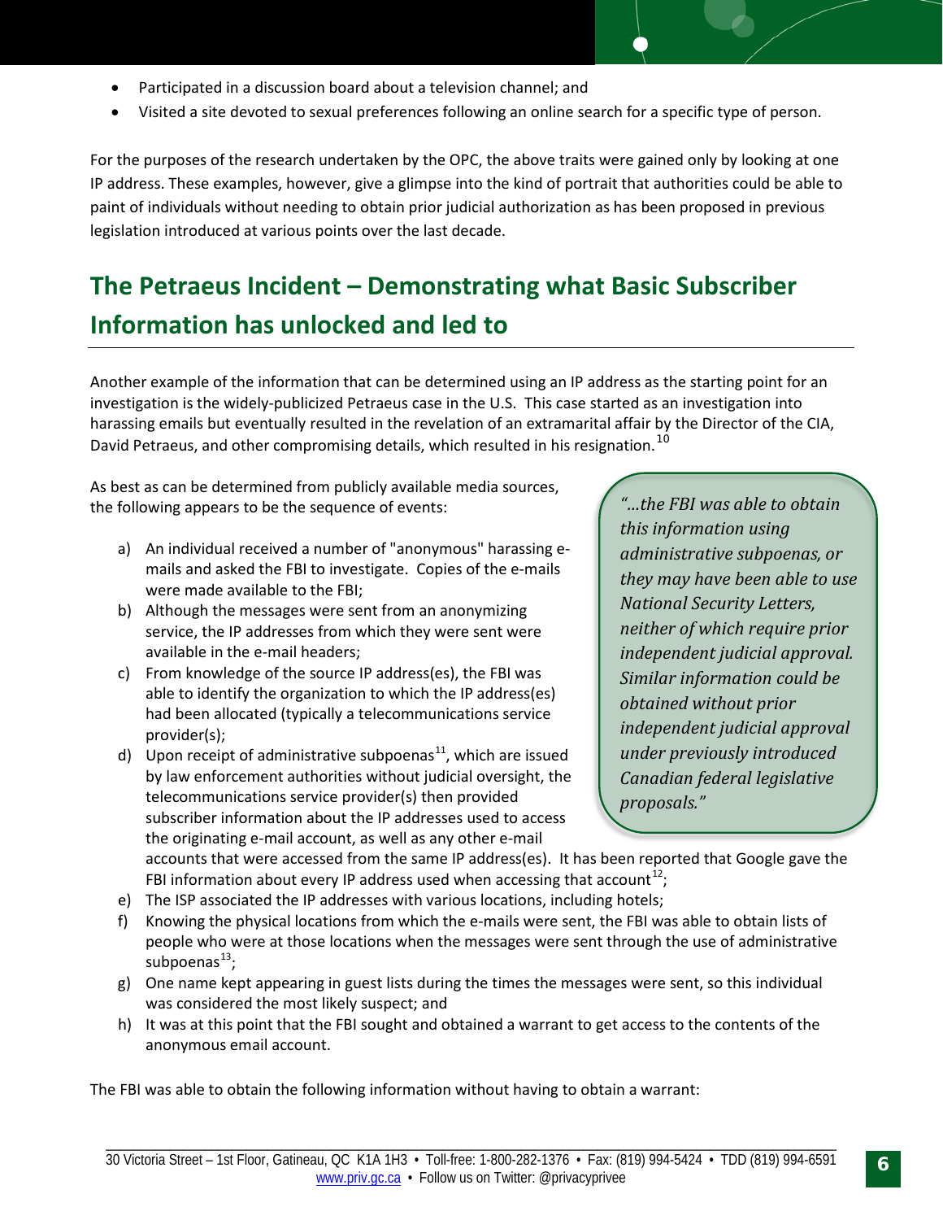- Participated in a discussion board about a television channel; and
- Visited a site devoted to sexual preferences following an online search for a specific type of person.

For the purposes of the research undertaken by the OPC, the above traits were gained only by looking at one IP address. These examples, however, give a glimpse into the kind of portrait that authorities could be able to paint of individuals without needing to obtain prior judicial authorization as has been proposed in previous legislation introduced at various points over the last decade.

## The Petraeus Incident – Demonstrating what Basic Subscriber Information has unlocked and led to

Another example of the information that can be determined using an IP address as the starting point for an investigation is the widely-publicized Petraeus case in the U.S. This case started as an investigation into harassing emails but eventually resulted in the revelation of an extramarital affair by the Director of the CIA, David Petraeus, and other compromising details, which resulted in his resignation.[10]

As best as can be determined from publicly available media sources, the following appears to be the sequence of events:

a) An individual received a number of "anonymous" harassing e-mails and asked the FBI to investigate. Copies of the e-mails were made available to the FBI;
b) Although the messages were sent from an anonymizing service, the IP addresses from which they were sent were available in the e-mail headers;
c) From knowledge of the source IP address(es), the FBI was able to identify the organization to which the IP address(es) had been allocated (typically a telecommunications service provider(s);
d) Upon receipt of administrative subpoenas[11], which are issued by law enforcement authorities without judicial oversight, the telecommunications service provider(s) then provided subscriber information about the IP addresses used to access the originating e-mail account, as well as any other e-mail accounts that were accessed from the same IP address(es). It has been reported that Google gave the FBI information about every IP address used when accessing that account[12];
e) The ISP associated the IP addresses with various locations, including hotels;
f) Knowing the physical locations from which the e-mails were sent, the FBI was able to obtain lists of people who were at those locations when the messages were sent through the use of administrative subpoenas[13];
g) One name kept appearing in guest lists during the times the messages were sent, so this individual was considered the most likely suspect; and
h) It was at this point that the FBI sought and obtained a warrant to get access to the contents of the anonymous email account.

> *"…the FBI was able to obtain this information using administrative subpoenas, or they may have been able to use National Security Letters, neither of which require prior independent judicial approval. Similar information could be obtained without prior independent judicial approval under previously introduced Canadian federal legislative proposals."*

The FBI was able to obtain the following information without having to obtain a warrant: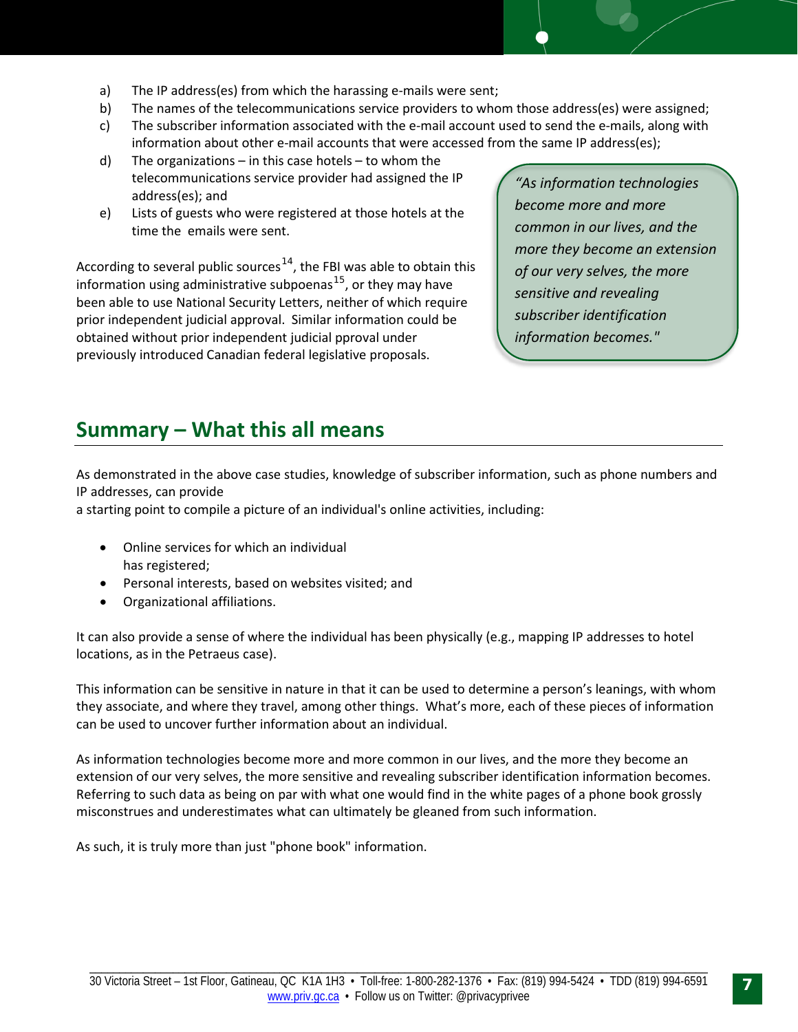a) The IP address(es) from which the harassing e-mails were sent;
b) The names of the telecommunications service providers to whom those address(es) were assigned;
c) The subscriber information associated with the e-mail account used to send the e-mails, along with information about other e-mail accounts that were accessed from the same IP address(es);
d) The organizations – in this case hotels – to whom the telecommunications service provider had assigned the IP address(es); and
e) Lists of guests who were registered at those hotels at the time the emails were sent.

According to several public sources[14], the FBI was able to obtain this information using administrative subpoenas[15], or they may have been able to use National Security Letters, neither of which require prior independent judicial approval. Similar information could be obtained without prior independent judicial pproval under previously introduced Canadian federal legislative proposals.

> *"As information technologies become more and more common in our lives, and the more they become an extension of our very selves, the more sensitive and revealing subscriber identification information becomes."*

## Summary – What this all means

As demonstrated in the above case studies, knowledge of subscriber information, such as phone numbers and IP addresses, can provide
a starting point to compile a picture of an individual's online activities, including:

- Online services for which an individual has registered;
- Personal interests, based on websites visited; and
- Organizational affiliations.

It can also provide a sense of where the individual has been physically (e.g., mapping IP addresses to hotel locations, as in the Petraeus case).

This information can be sensitive in nature in that it can be used to determine a person's leanings, with whom they associate, and where they travel, among other things. What's more, each of these pieces of information can be used to uncover further information about an individual.

As information technologies become more and more common in our lives, and the more they become an extension of our very selves, the more sensitive and revealing subscriber identification information becomes. Referring to such data as being on par with what one would find in the white pages of a phone book grossly misconstrues and underestimates what can ultimately be gleaned from such information.

As such, it is truly more than just "phone book" information.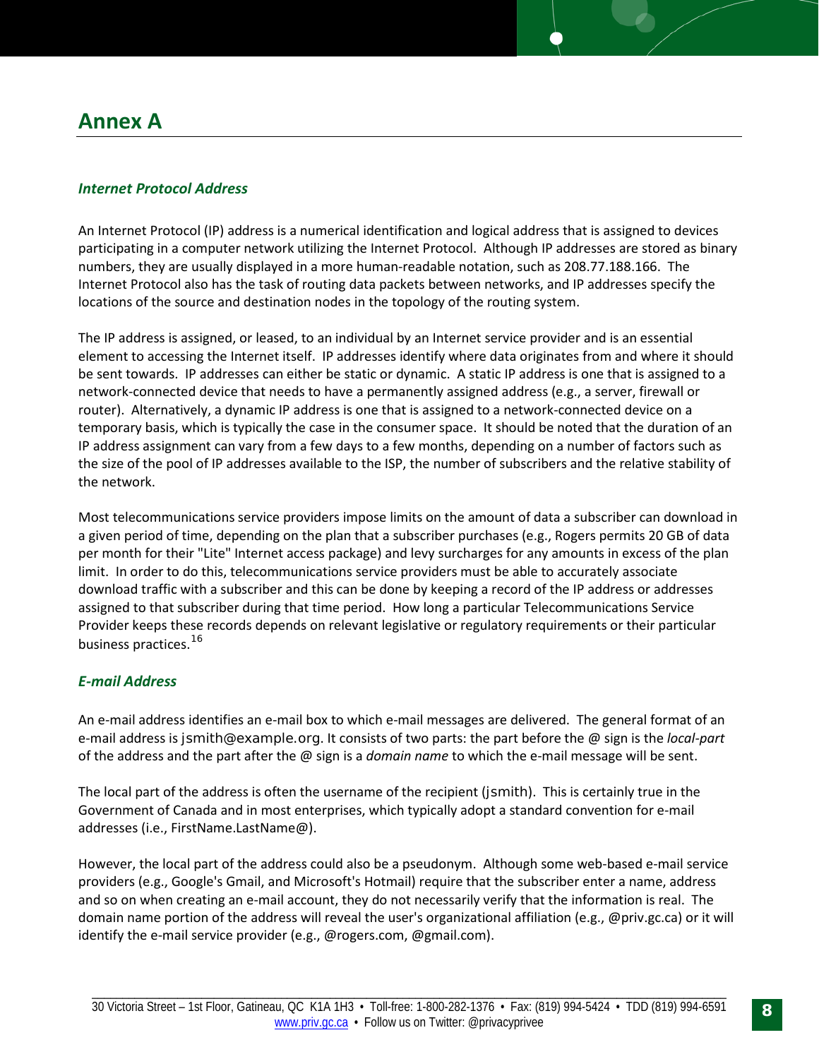# Annex A

### *Internet Protocol Address*

An Internet Protocol (IP) address is a numerical identification and logical address that is assigned to devices participating in a computer network utilizing the Internet Protocol. Although IP addresses are stored as binary numbers, they are usually displayed in a more human-readable notation, such as 208.77.188.166. The Internet Protocol also has the task of routing data packets between networks, and IP addresses specify the locations of the source and destination nodes in the topology of the routing system.

The IP address is assigned, or leased, to an individual by an Internet service provider and is an essential element to accessing the Internet itself. IP addresses identify where data originates from and where it should be sent towards. IP addresses can either be static or dynamic. A static IP address is one that is assigned to a network-connected device that needs to have a permanently assigned address (e.g., a server, firewall or router). Alternatively, a dynamic IP address is one that is assigned to a network-connected device on a temporary basis, which is typically the case in the consumer space. It should be noted that the duration of an IP address assignment can vary from a few days to a few months, depending on a number of factors such as the size of the pool of IP addresses available to the ISP, the number of subscribers and the relative stability of the network.

Most telecommunications service providers impose limits on the amount of data a subscriber can download in a given period of time, depending on the plan that a subscriber purchases (e.g., Rogers permits 20 GB of data per month for their "Lite" Internet access package) and levy surcharges for any amounts in excess of the plan limit. In order to do this, telecommunications service providers must be able to accurately associate download traffic with a subscriber and this can be done by keeping a record of the IP address or addresses assigned to that subscriber during that time period. How long a particular Telecommunications Service Provider keeps these records depends on relevant legislative or regulatory requirements or their particular business practices.[16]

### *E-mail Address*

An e-mail address identifies an e-mail box to which e-mail messages are delivered. The general format of an e-mail address is jsmith@example.org. It consists of two parts: the part before the @ sign is the *local-part* of the address and the part after the @ sign is a *domain name* to which the e-mail message will be sent.

The local part of the address is often the username of the recipient (jsmith). This is certainly true in the Government of Canada and in most enterprises, which typically adopt a standard convention for e-mail addresses (i.e., FirstName.LastName@).

However, the local part of the address could also be a pseudonym. Although some web-based e-mail service providers (e.g., Google's Gmail, and Microsoft's Hotmail) require that the subscriber enter a name, address and so on when creating an e-mail account, they do not necessarily verify that the information is real. The domain name portion of the address will reveal the user's organizational affiliation (e.g., @priv.gc.ca) or it will identify the e-mail service provider (e.g., @rogers.com, @gmail.com).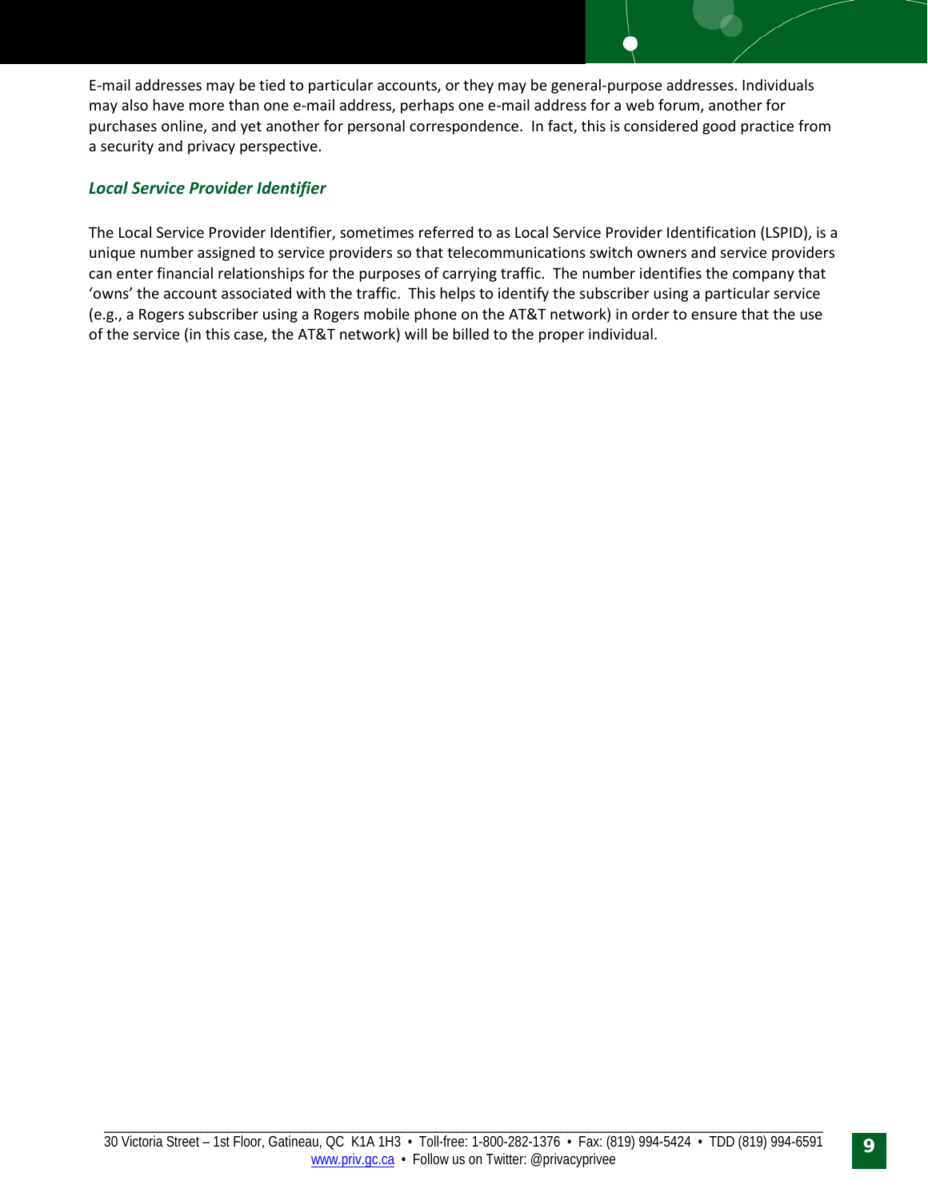E-mail addresses may be tied to particular accounts, or they may be general-purpose addresses. Individuals may also have more than one e-mail address, perhaps one e-mail address for a web forum, another for purchases online, and yet another for personal correspondence. In fact, this is considered good practice from a security and privacy perspective.

### *Local Service Provider Identifier*

The Local Service Provider Identifier, sometimes referred to as Local Service Provider Identification (LSPID), is a unique number assigned to service providers so that telecommunications switch owners and service providers can enter financial relationships for the purposes of carrying traffic. The number identifies the company that 'owns' the account associated with the traffic. This helps to identify the subscriber using a particular service (e.g., a Rogers subscriber using a Rogers mobile phone on the AT&T network) in order to ensure that the use of the service (in this case, the AT&T network) will be billed to the proper individual.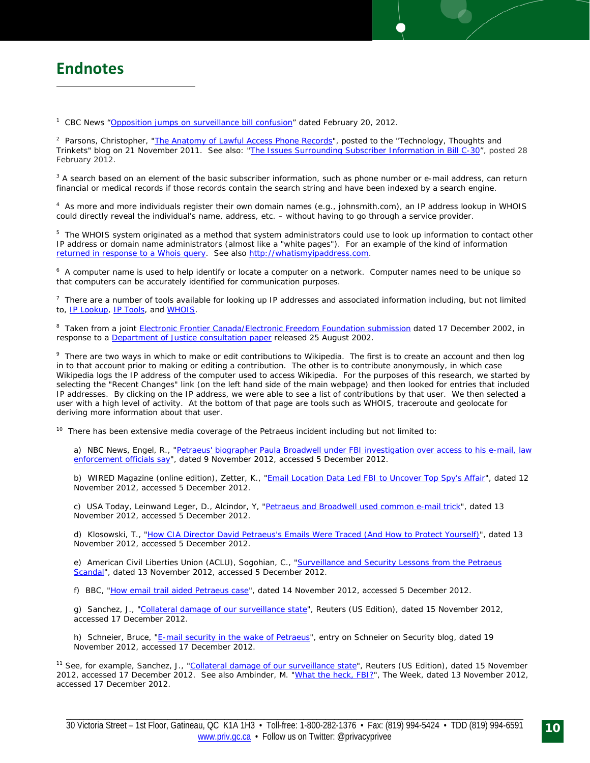# Endnotes

[1] CBC News "Opposition jumps on surveillance bill confusion" dated February 20, 2012.

[2] Parsons, Christopher, "The Anatomy of Lawful Access Phone Records", posted to the "Technology, Thoughts and Trinkets" blog on 21 November 2011. See also: "The Issues Surrounding Subscriber Information in Bill C-30", posted 28 February 2012.

[3] A search based on an element of the basic subscriber information, such as phone number or e-mail address, can return financial or medical records if those records contain the search string and have been indexed by a search engine.

[4] As more and more individuals register their own domain names (e.g., johnsmith.com), an IP address lookup in WHOIS could directly reveal the individual's name, address, etc. – without having to go through a service provider.

[5] The WHOIS system originated as a method that system administrators could use to look up information to contact other IP address or domain name administrators (almost like a "white pages"). For an example of the kind of information returned in response to a Whois query. See also http://whatismyipaddress.com.

[6] A computer name is used to help identify or locate a computer on a network. Computer names need to be unique so that computers can be accurately identified for communication purposes.

[7] There are a number of tools available for looking up IP addresses and associated information including, but not limited to, IP Lookup, IP Tools, and WHOIS.

[8] Taken from a joint Electronic Frontier Canada/Electronic Freedom Foundation submission dated 17 December 2002, in response to a Department of Justice consultation paper released 25 August 2002.

[9] There are two ways in which to make or edit contributions to Wikipedia. The first is to create an account and then log in to that account prior to making or editing a contribution. The other is to contribute anonymously, in which case Wikipedia logs the IP address of the computer used to access Wikipedia. For the purposes of this research, we started by selecting the "Recent Changes" link (on the left hand side of the main webpage) and then looked for entries that included IP addresses. By clicking on the IP address, we were able to see a list of contributions by that user. We then selected a user with a high level of activity. At the bottom of that page are tools such as WHOIS, traceroute and geolocate for deriving more information about that user.

[10] There has been extensive media coverage of the Petraeus incident including but not limited to:

a) NBC News, Engel, R., "Petraeus' biographer Paula Broadwell under FBI investigation over access to his e-mail, law enforcement officials say", dated 9 November 2012, accessed 5 December 2012.

b) WIRED Magazine (online edition), Zetter, K., "Email Location Data Led FBI to Uncover Top Spy's Affair", dated 12 November 2012, accessed 5 December 2012.

c) USA Today, Leinwand Leger, D., Alcindor, Y, "Petraeus and Broadwell used common e-mail trick", dated 13 November 2012, accessed 5 December 2012.

d) Klosowski, T., "How CIA Director David Petraeus's Emails Were Traced (And How to Protect Yourself)", dated 13 November 2012, accessed 5 December 2012.

e) American Civil Liberties Union (ACLU), Sogohian, C., "Surveillance and Security Lessons from the Petraeus Scandal", dated 13 November 2012, accessed 5 December 2012.

f) BBC, "How email trail aided Petraeus case", dated 14 November 2012, accessed 5 December 2012.

g) Sanchez, J., "Collateral damage of our surveillance state", Reuters (US Edition), dated 15 November 2012, accessed 17 December 2012.

h) Schneier, Bruce, "E-mail security in the wake of Petraeus", entry on Schneier on Security blog, dated 19 November 2012, accessed 17 December 2012.

[11] See, for example, Sanchez, J., "Collateral damage of our surveillance state", Reuters (US Edition), dated 15 November 2012, accessed 17 December 2012. See also Ambinder, M. "What the heck, FBI?", The Week, dated 13 November 2012, accessed 17 December 2012.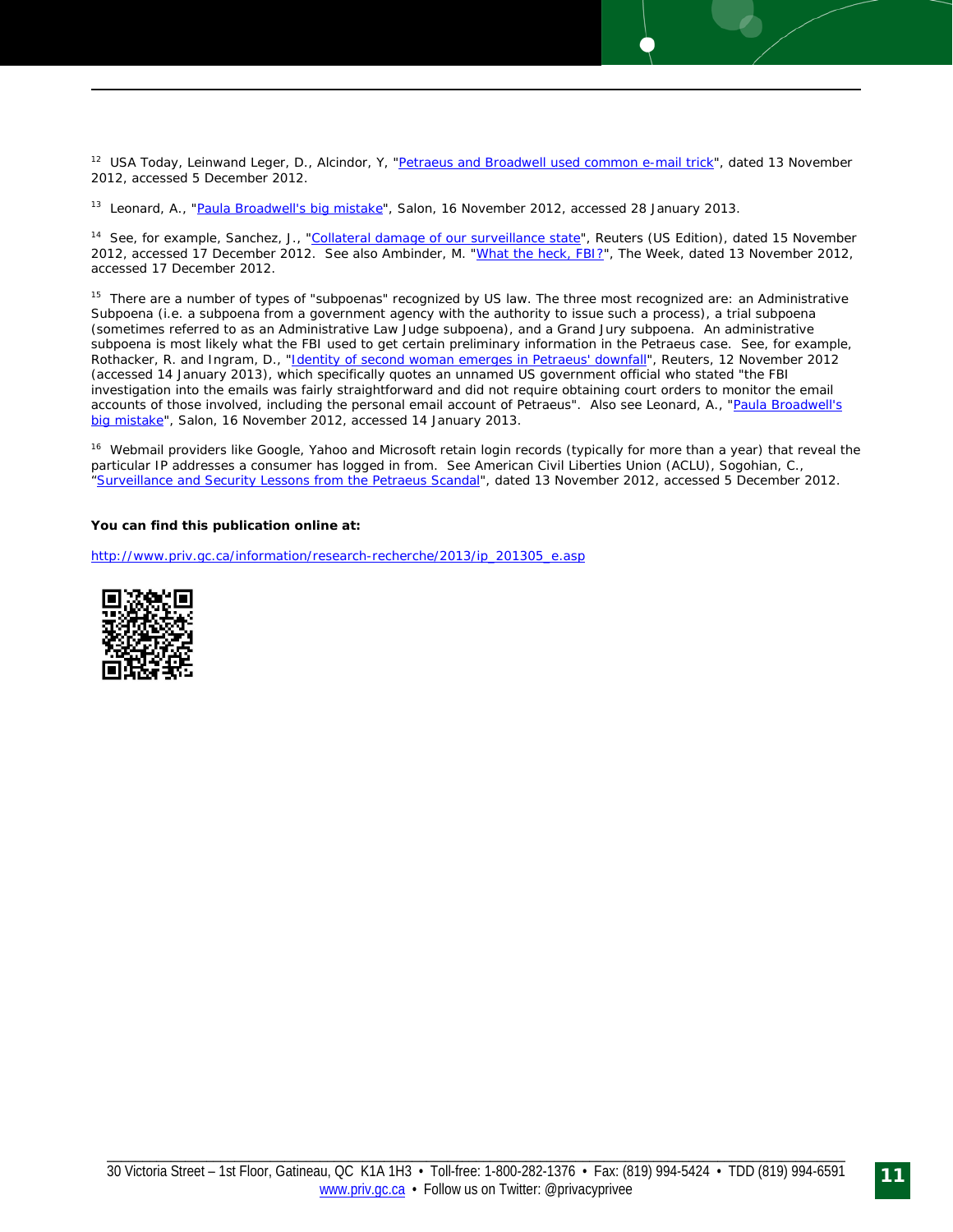[12] USA Today, Leinwand Leger, D., Alcindor, Y, "Petraeus and Broadwell used common e-mail trick", dated 13 November 2012, accessed 5 December 2012.

[13] Leonard, A., "Paula Broadwell's big mistake", Salon, 16 November 2012, accessed 28 January 2013.

[14] See, for example, Sanchez, J., "Collateral damage of our surveillance state", Reuters (US Edition), dated 15 November 2012, accessed 17 December 2012. See also Ambinder, M. "What the heck, FBI?", The Week, dated 13 November 2012, accessed 17 December 2012.

[15] There are a number of types of "subpoenas" recognized by US law. The three most recognized are: an Administrative Subpoena (i.e. a subpoena from a government agency with the authority to issue such a process), a trial subpoena (sometimes referred to as an Administrative Law Judge subpoena), and a Grand Jury subpoena. An administrative subpoena is most likely what the FBI used to get certain preliminary information in the Petraeus case. See, for example, Rothacker, R. and Ingram, D., "Identity of second woman emerges in Petraeus' downfall", Reuters, 12 November 2012 (accessed 14 January 2013), which specifically quotes an unnamed US government official who stated "the FBI investigation into the emails was fairly straightforward and did not require obtaining court orders to monitor the email accounts of those involved, including the personal email account of Petraeus". Also see Leonard, A., "Paula Broadwell's big mistake", Salon, 16 November 2012, accessed 14 January 2013.

[16] Webmail providers like Google, Yahoo and Microsoft retain login records (typically for more than a year) that reveal the particular IP addresses a consumer has logged in from. See American Civil Liberties Union (ACLU), Sogohian, C., "Surveillance and Security Lessons from the Petraeus Scandal", dated 13 November 2012, accessed 5 December 2012.

**You can find this publication online at:**

http://www.priv.gc.ca/information/research-recherche/2013/ip_201305_e.asp